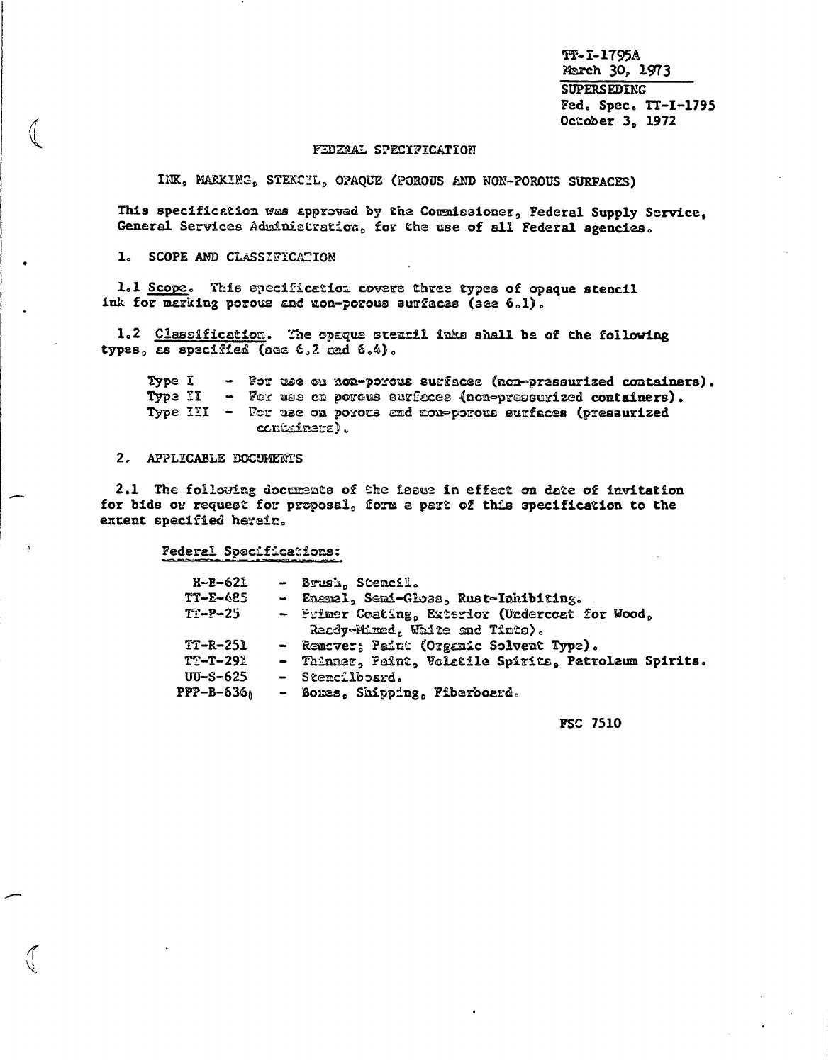TT-I-1795A
March 30, 1973

SUPERSEDING
Fed. Spec. TT-I-1795
October 3, 1972

# FEDERAL SPECIFICATION

## INK, MARKING, STENCIL, OPAQUE (POROUS AND NON-POROUS SURFACES)

This specification was approved by the Commissioner, Federal Supply Service, General Services Administration, for the use of all Federal agencies.

## 1. SCOPE AND CLASSIFICATION

1.1 Scope. This specification covers three types of opaque stencil ink for marking porous and non-porous surfaces (see 6.1).

1.2 Classification. The opaque stencil inks shall be of the following types, as specified (see 6.2 and 6.4).

- Type I - For use on non-porous surfaces (non-pressurized containers).
- Type II - For use on porous surfaces (non-pressurized containers).
- Type III - For use on porous and non-porous surfaces (pressurized containers).

## 2. APPLICABLE DOCUMENTS

2.1 The following documents of the issue in effect on date of invitation for bids or request for proposal, form a part of this specification to the extent specified herein.

Federal Specifications:

| | |
|---|---|
| H-B-621 | - Brush, Stencil. |
| TT-E-485 | - Enamel, Semi-Gloss, Rust-Inhibiting. |
| TT-P-25 | - Primer Coating, Exterior (Undercoat for Wood, Ready-Mixed, White and Tints). |
| TT-R-251 | - Remover; Paint (Organic Solvent Type). |
| TT-T-291 | - Thinner, Paint, Volatile Spirits, Petroleum Spirits. |
| UU-S-625 | - Stencilboard. |
| PPP-B-636 | - Boxes, Shipping, Fiberboard. |

FSC 7510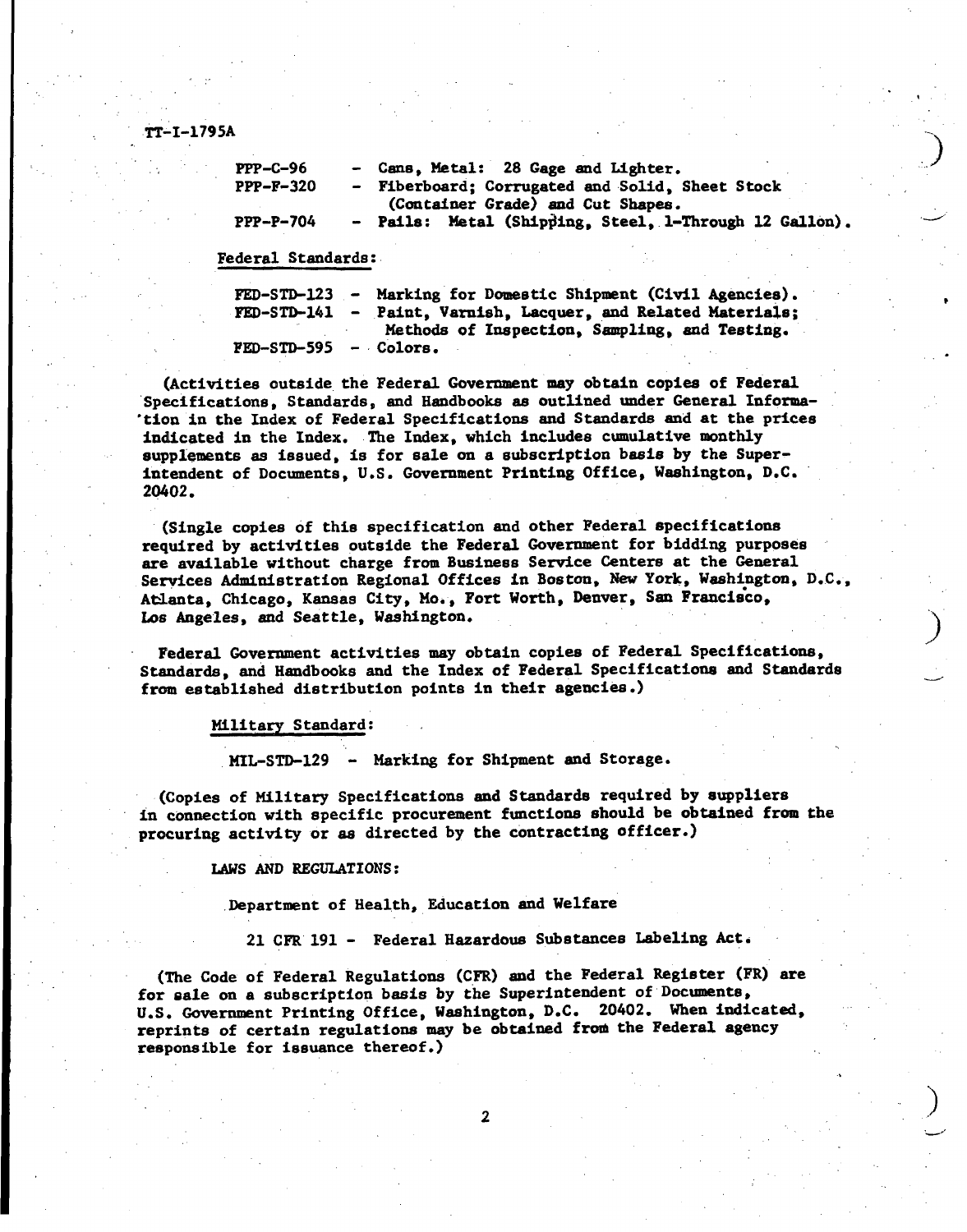PPP-C-96 - Cans, Metal: 28 Gage and Lighter.
PPP-F-320 - Fiberboard; Corrugated and Solid, Sheet Stock (Container Grade) and Cut Shapes.
PPP-P-704 - Pails: Metal (Shipping, Steel, 1-Through 12 Gallon).

Federal Standards:

FED-STD-123 - Marking for Domestic Shipment (Civil Agencies).
FED-STD-141 - Paint, Varnish, Lacquer, and Related Materials; Methods of Inspection, Sampling, and Testing.
FED-STD-595 - Colors.

(Activities outside the Federal Government may obtain copies of Federal Specifications, Standards, and Handbooks as outlined under General Information in the Index of Federal Specifications and Standards and at the prices indicated in the Index. The Index, which includes cumulative monthly supplements as issued, is for sale on a subscription basis by the Superintendent of Documents, U.S. Government Printing Office, Washington, D.C. 20402.

(Single copies of this specification and other Federal specifications required by activities outside the Federal Government for bidding purposes are available without charge from Business Service Centers at the General Services Administration Regional Offices in Boston, New York, Washington, D.C., Atlanta, Chicago, Kansas City, Mo., Fort Worth, Denver, San Francisco, Los Angeles, and Seattle, Washington.

Federal Government activities may obtain copies of Federal Specifications, Standards, and Handbooks and the Index of Federal Specifications and Standards from established distribution points in their agencies.)

Military Standard:

MIL-STD-129 - Marking for Shipment and Storage.

(Copies of Military Specifications and Standards required by suppliers in connection with specific procurement functions should be obtained from the procuring activity or as directed by the contracting officer.)

LAWS AND REGULATIONS:

Department of Health, Education and Welfare

21 CFR 191 - Federal Hazardous Substances Labeling Act.

(The Code of Federal Regulations (CFR) and the Federal Register (FR) are for sale on a subscription basis by the Superintendent of Documents, U.S. Government Printing Office, Washington, D.C. 20402. When indicated, reprints of certain regulations may be obtained from the Federal agency responsible for issuance thereof.)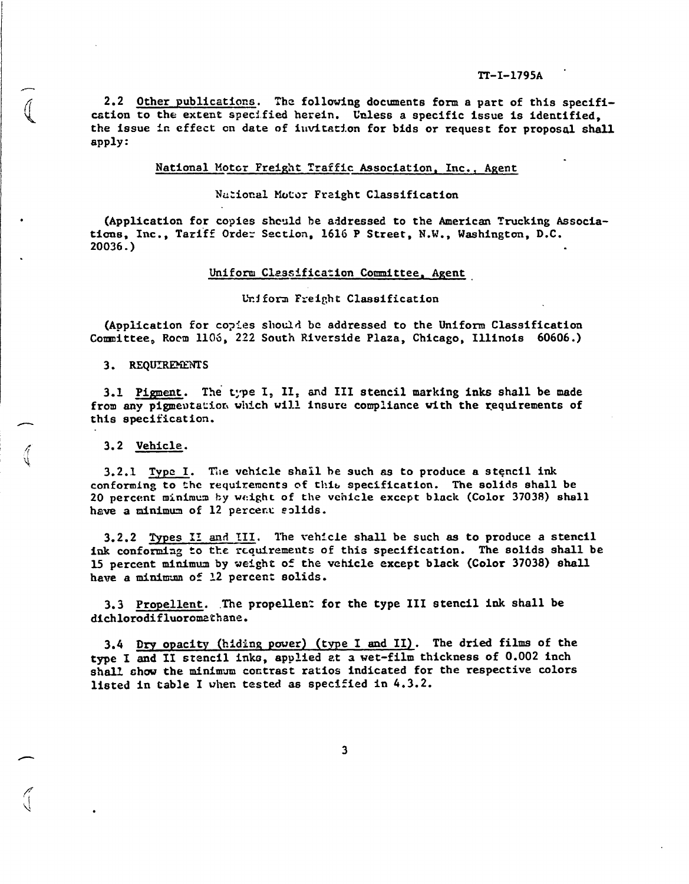2.2 Other publications. The following documents form a part of this specification to the extent specified herein. Unless a specific issue is identified, the issue in effect on date of invitation for bids or request for proposal shall apply:

National Motor Freight Traffic Association, Inc., Agent

National Motor Freight Classification

(Application for copies should be addressed to the American Trucking Associations, Inc., Tariff Order Section, 1616 P Street, N.W., Washington, D.C. 20036.)

Uniform Classification Committee, Agent

Uniform Freight Classification

(Application for copies should be addressed to the Uniform Classification Committee, Room 1106, 222 South Riverside Plaza, Chicago, Illinois 60606.)

3. REQUIREMENTS

3.1 Pigment. The type I, II, and III stencil marking inks shall be made from any pigmentation which will insure compliance with the requirements of this specification.

3.2 Vehicle.

3.2.1 Type I. The vehicle shall be such as to produce a stencil ink conforming to the requirements of this specification. The solids shall be 20 percent minimum by weight of the vehicle except black (Color 37038) shall have a minimum of 12 percent solids.

3.2.2 Types II and III. The vehicle shall be such as to produce a stencil ink conforming to the requirements of this specification. The solids shall be 15 percent minimum by weight of the vehicle except black (Color 37038) shall have a minimum of 12 percent solids.

3.3 Propellent. The propellent for the type III stencil ink shall be dichlorodifluoromethane.

3.4 Dry opacity (hiding power) (type I and II). The dried films of the type I and II stencil inks, applied at a wet-film thickness of 0.002 inch shall show the minimum contrast ratios indicated for the respective colors listed in table I when tested as specified in 4.3.2.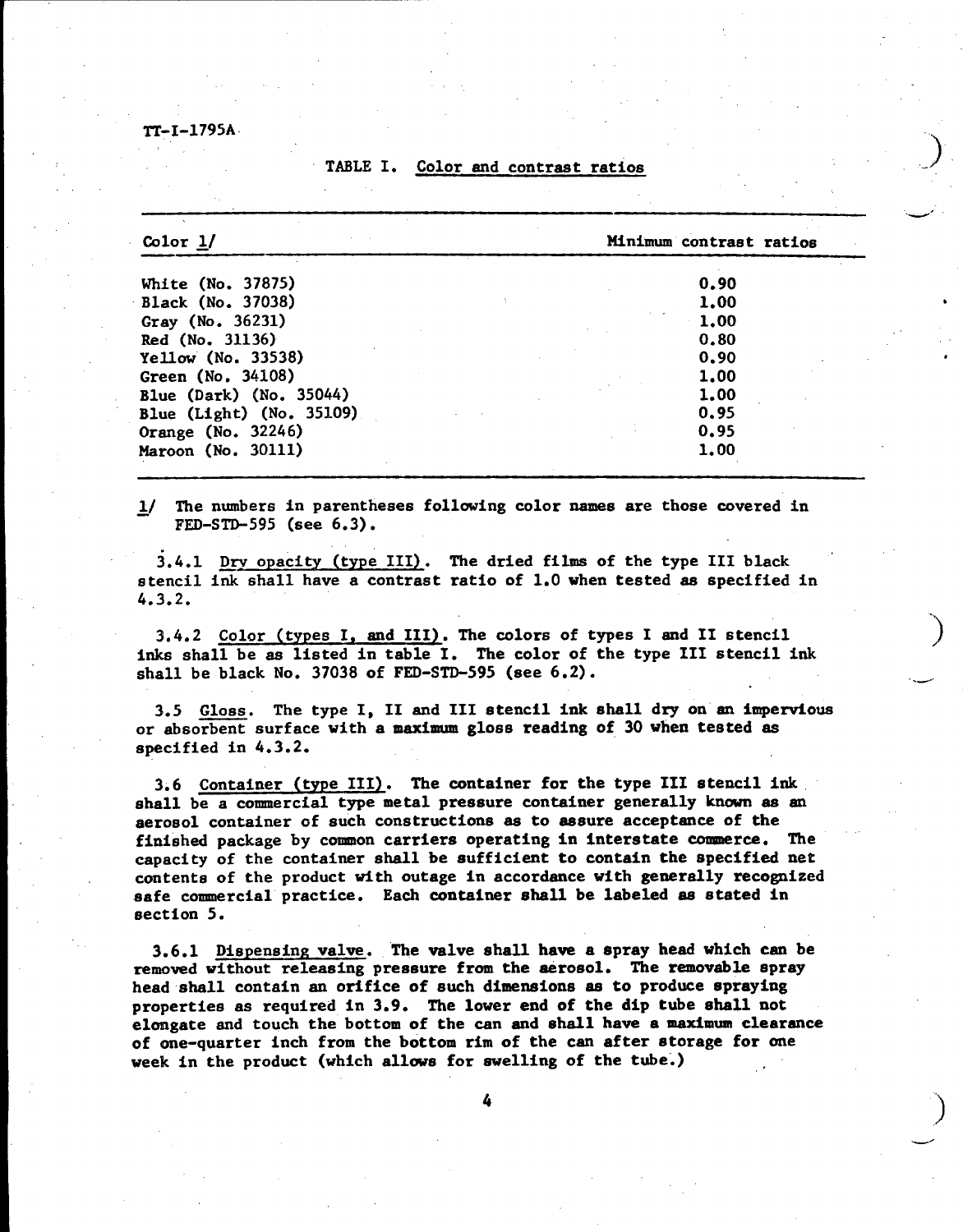TABLE I. Color and contrast ratios

| Color 1/ | Minimum contrast ratios |
|---|---|
| White (No. 37875) | 0.90 |
| Black (No. 37038) | 1.00 |
| Gray (No. 36231) | 1.00 |
| Red (No. 31136) | 0.80 |
| Yellow (No. 33538) | 0.90 |
| Green (No. 34108) | 1.00 |
| Blue (Dark) (No. 35044) | 1.00 |
| Blue (Light) (No. 35109) | 0.95 |
| Orange (No. 32246) | 0.95 |
| Maroon (No. 30111) | 1.00 |

1/ The numbers in parentheses following color names are those covered in FED-STD-595 (see 6.3).

3.4.1 Dry opacity (type III). The dried films of the type III black stencil ink shall have a contrast ratio of 1.0 when tested as specified in 4.3.2.

3.4.2 Color (types I, and III). The colors of types I and II stencil inks shall be as listed in table I. The color of the type III stencil ink shall be black No. 37038 of FED-STD-595 (see 6.2).

3.5 Gloss. The type I, II and III stencil ink shall dry on an impervious or absorbent surface with a maximum gloss reading of 30 when tested as specified in 4.3.2.

3.6 Container (type III). The container for the type III stencil ink shall be a commercial type metal pressure container generally known as an aerosol container of such constructions as to assure acceptance of the finished package by common carriers operating in interstate commerce. The capacity of the container shall be sufficient to contain the specified net contents of the product with outage in accordance with generally recognized safe commercial practice. Each container shall be labeled as stated in section 5.

3.6.1 Dispensing valve. The valve shall have a spray head which can be removed without releasing pressure from the aerosol. The removable spray head shall contain an orifice of such dimensions as to produce spraying properties as required in 3.9. The lower end of the dip tube shall not elongate and touch the bottom of the can and shall have a maximum clearance of one-quarter inch from the bottom rim of the can after storage for one week in the product (which allows for swelling of the tube.)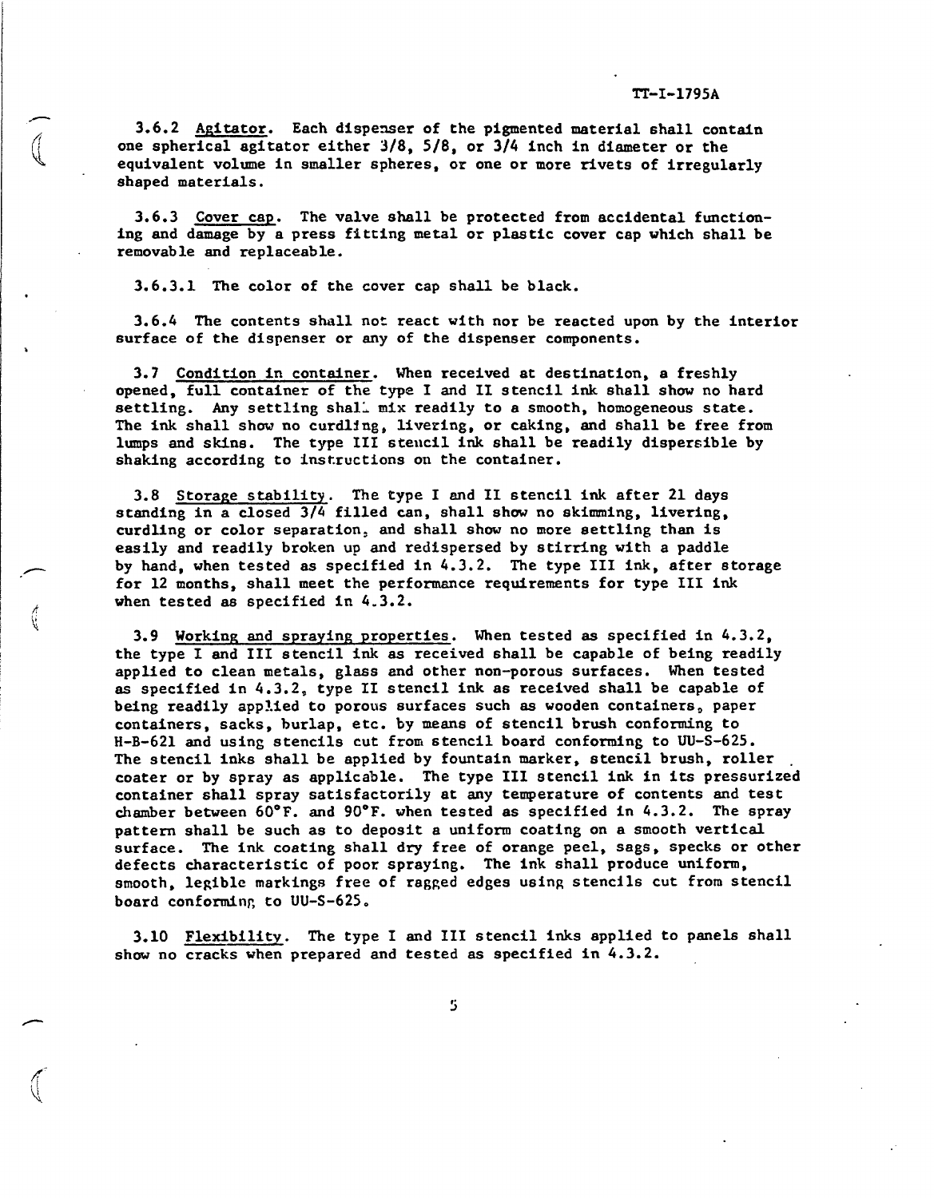3.6.2 Agitator. Each dispenser of the pigmented material shall contain one spherical agitator either 3/8, 5/8, or 3/4 inch in diameter or the equivalent volume in smaller spheres, or one or more rivets of irregularly shaped materials.

3.6.3 Cover cap. The valve shall be protected from accidental functioning and damage by a press fitting metal or plastic cover cap which shall be removable and replaceable.

3.6.3.1 The color of the cover cap shall be black.

3.6.4 The contents shall not react with nor be reacted upon by the interior surface of the dispenser or any of the dispenser components.

3.7 Condition in container. When received at destination, a freshly opened, full container of the type I and II stencil ink shall show no hard settling. Any settling shall mix readily to a smooth, homogeneous state. The ink shall show no curdling, livering, or caking, and shall be free from lumps and skins. The type III stencil ink shall be readily dispersible by shaking according to instructions on the container.

3.8 Storage stability. The type I and II stencil ink after 21 days standing in a closed 3/4 filled can, shall show no skimming, livering, curdling or color separation, and shall show no more settling than is easily and readily broken up and redispersed by stirring with a paddle by hand, when tested as specified in 4.3.2. The type III ink, after storage for 12 months, shall meet the performance requirements for type III ink when tested as specified in 4.3.2.

3.9 Working and spraying properties. When tested as specified in 4.3.2, the type I and III stencil ink as received shall be capable of being readily applied to clean metals, glass and other non-porous surfaces. When tested as specified in 4.3.2, type II stencil ink as received shall be capable of being readily applied to porous surfaces such as wooden containers, paper containers, sacks, burlap, etc. by means of stencil brush conforming to H-B-621 and using stencils cut from stencil board conforming to UU-S-625. The stencil inks shall be applied by fountain marker, stencil brush, roller coater or by spray as applicable. The type III stencil ink in its pressurized container shall spray satisfactorily at any temperature of contents and test chamber between 60°F. and 90°F. when tested as specified in 4.3.2. The spray pattern shall be such as to deposit a uniform coating on a smooth vertical surface. The ink coating shall dry free of orange peel, sags, specks or other defects characteristic of poor spraying. The ink shall produce uniform, smooth, legible markings free of ragged edges using stencils cut from stencil board conforming to UU-S-625.

3.10 Flexibility. The type I and III stencil inks applied to panels shall show no cracks when prepared and tested as specified in 4.3.2.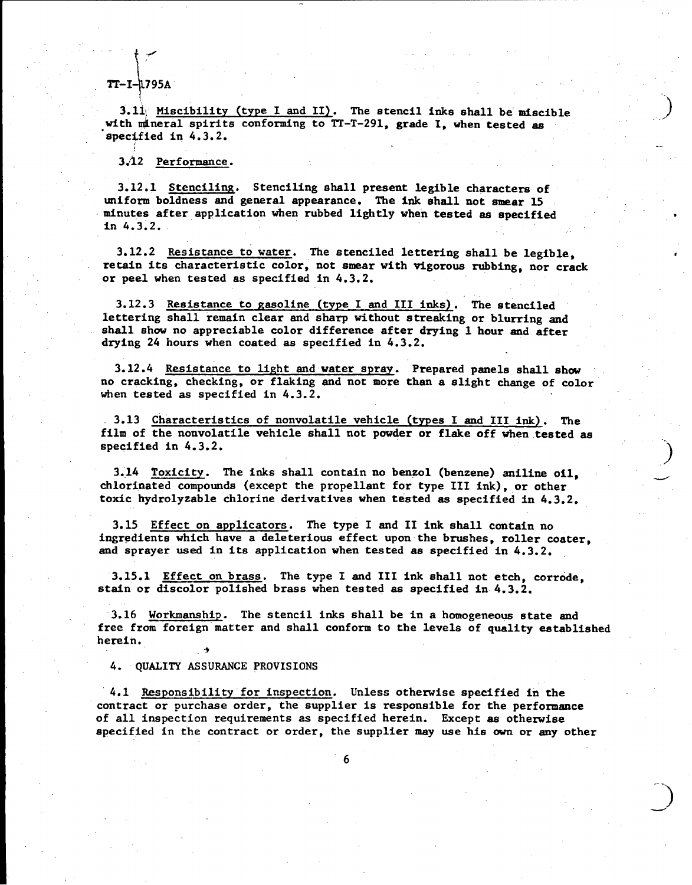3.11 Miscibility (type I and II). The stencil inks shall be miscible with mineral spirits conforming to TT-T-291, grade I, when tested as specified in 4.3.2.

3.12 Performance.

3.12.1 Stenciling. Stenciling shall present legible characters of uniform boldness and general appearance. The ink shall not smear 15 minutes after application when rubbed lightly when tested as specified in 4.3.2.

3.12.2 Resistance to water. The stenciled lettering shall be legible, retain its characteristic color, not smear with vigorous rubbing, nor crack or peel when tested as specified in 4.3.2.

3.12.3 Resistance to gasoline (type I and III inks). The stenciled lettering shall remain clear and sharp without streaking or blurring and shall show no appreciable color difference after drying 1 hour and after drying 24 hours when coated as specified in 4.3.2.

3.12.4 Resistance to light and water spray. Prepared panels shall show no cracking, checking, or flaking and not more than a slight change of color when tested as specified in 4.3.2.

3.13 Characteristics of nonvolatile vehicle (types I and III ink). The film of the nonvolatile vehicle shall not powder or flake off when tested as specified in 4.3.2.

3.14 Toxicity. The inks shall contain no benzol (benzene) aniline oil, chlorinated compounds (except the propellant for type III ink), or other toxic hydrolyzable chlorine derivatives when tested as specified in 4.3.2.

3.15 Effect on applicators. The type I and II ink shall contain no ingredients which have a deleterious effect upon the brushes, roller coater, and sprayer used in its application when tested as specified in 4.3.2.

3.15.1 Effect on brass. The type I and III ink shall not etch, corrode, stain or discolor polished brass when tested as specified in 4.3.2.

3.16 Workmanship. The stencil inks shall be in a homogeneous state and free from foreign matter and shall conform to the levels of quality established herein.

4. QUALITY ASSURANCE PROVISIONS

4.1 Responsibility for inspection. Unless otherwise specified in the contract or purchase order, the supplier is responsible for the performance of all inspection requirements as specified herein. Except as otherwise specified in the contract or order, the supplier may use his own or any other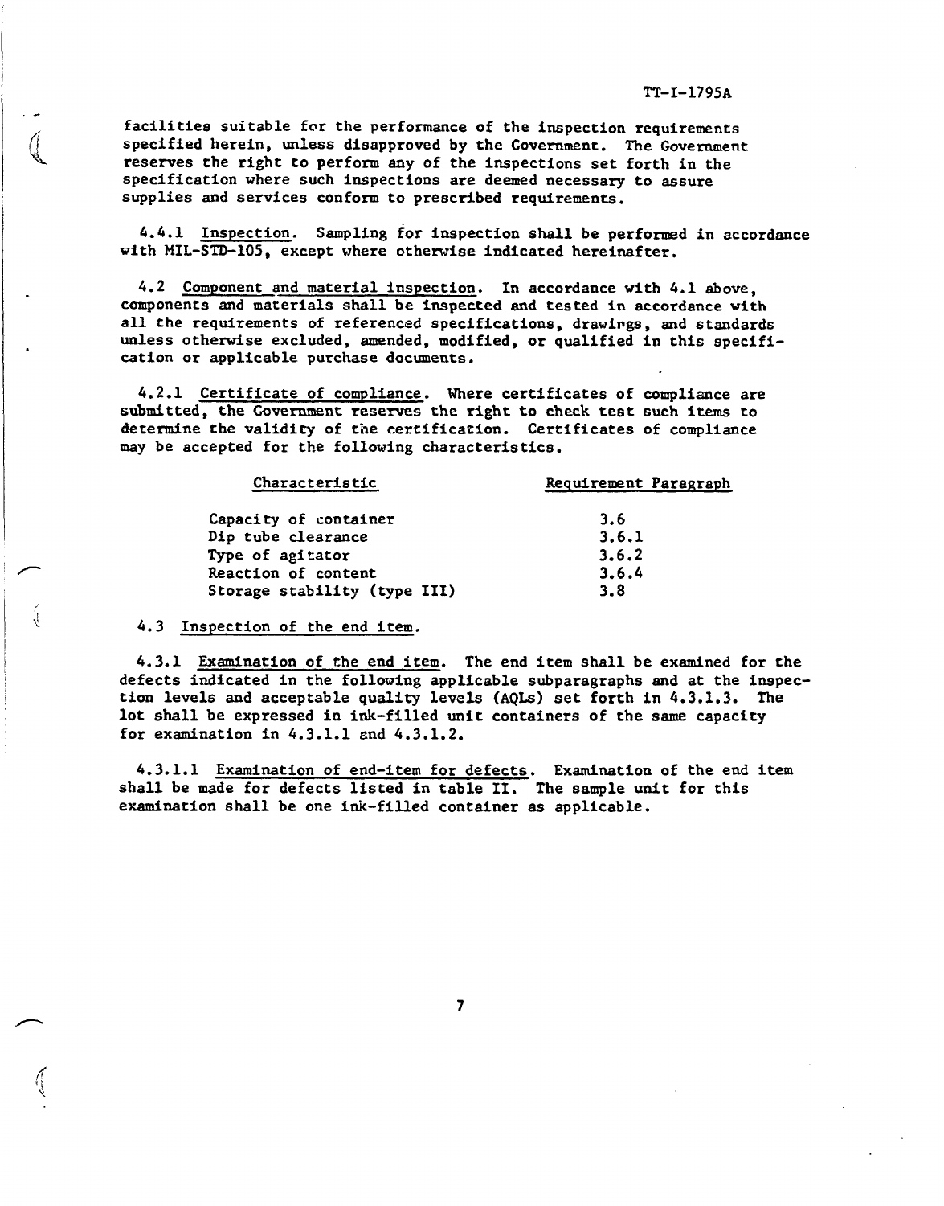facilities suitable for the performance of the inspection requirements specified herein, unless disapproved by the Government. The Government reserves the right to perform any of the inspections set forth in the specification where such inspections are deemed necessary to assure supplies and services conform to prescribed requirements.

4.4.1 Inspection. Sampling for inspection shall be performed in accordance with MIL-STD-105, except where otherwise indicated hereinafter.

4.2 Component and material inspection. In accordance with 4.1 above, components and materials shall be inspected and tested in accordance with all the requirements of referenced specifications, drawings, and standards unless otherwise excluded, amended, modified, or qualified in this specification or applicable purchase documents.

4.2.1 Certificate of compliance. Where certificates of compliance are submitted, the Government reserves the right to check test such items to determine the validity of the certification. Certificates of compliance may be accepted for the following characteristics.

| Characteristic | Requirement Paragraph |
|---|---|
| Capacity of container | 3.6 |
| Dip tube clearance | 3.6.1 |
| Type of agitator | 3.6.2 |
| Reaction of content | 3.6.4 |
| Storage stability (type III) | 3.8 |

4.3 Inspection of the end item.

4.3.1 Examination of the end item. The end item shall be examined for the defects indicated in the following applicable subparagraphs and at the inspection levels and acceptable quality levels (AQLs) set forth in 4.3.1.3. The lot shall be expressed in ink-filled unit containers of the same capacity for examination in 4.3.1.1 and 4.3.1.2.

4.3.1.1 Examination of end-item for defects. Examination of the end item shall be made for defects listed in table II. The sample unit for this examination shall be one ink-filled container as applicable.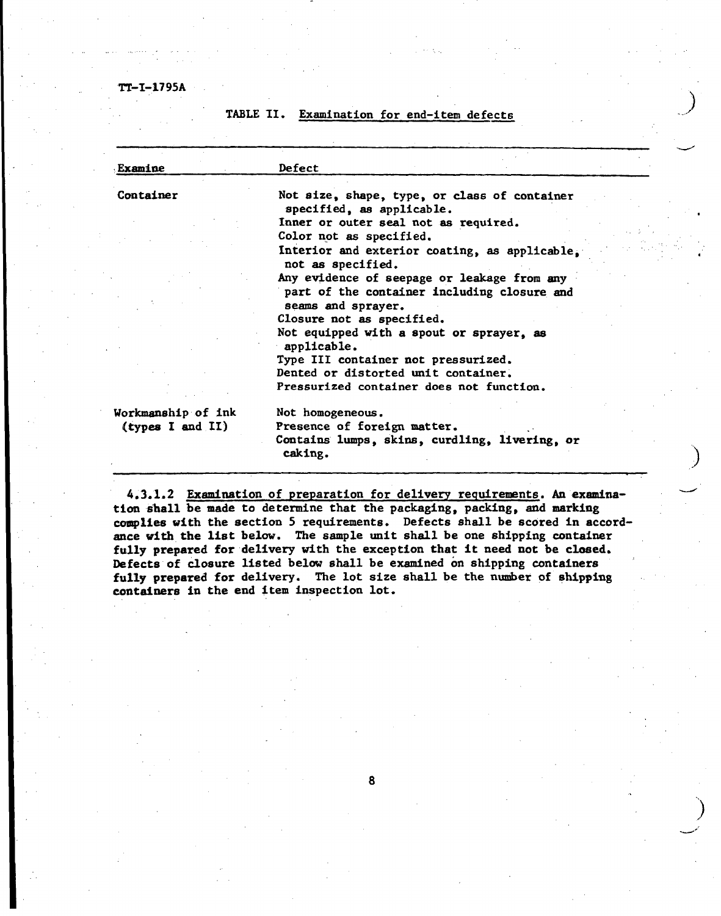TABLE II. Examination for end-item defects

| Examine | Defect |
|---|---|
| Container | Not size, shape, type, or class of container specified, as applicable.<br>Inner or outer seal not as required.<br>Color not as specified.<br>Interior and exterior coating, as applicable, not as specified.<br>Any evidence of seepage or leakage from any part of the container including closure and seams and sprayer.<br>Closure not as specified.<br>Not equipped with a spout or sprayer, as applicable.<br>Type III container not pressurized.<br>Dented or distorted unit container.<br>Pressurized container does not function. |
| Workmanship of ink (types I and II) | Not homogeneous.<br>Presence of foreign matter.<br>Contains lumps, skins, curdling, livering, or caking. |

4.3.1.2 Examination of preparation for delivery requirements. An examination shall be made to determine that the packaging, packing, and marking complies with the section 5 requirements. Defects shall be scored in accordance with the list below. The sample unit shall be one shipping container fully prepared for delivery with the exception that it need not be closed. Defects of closure listed below shall be examined on shipping containers fully prepared for delivery. The lot size shall be the number of shipping containers in the end item inspection lot.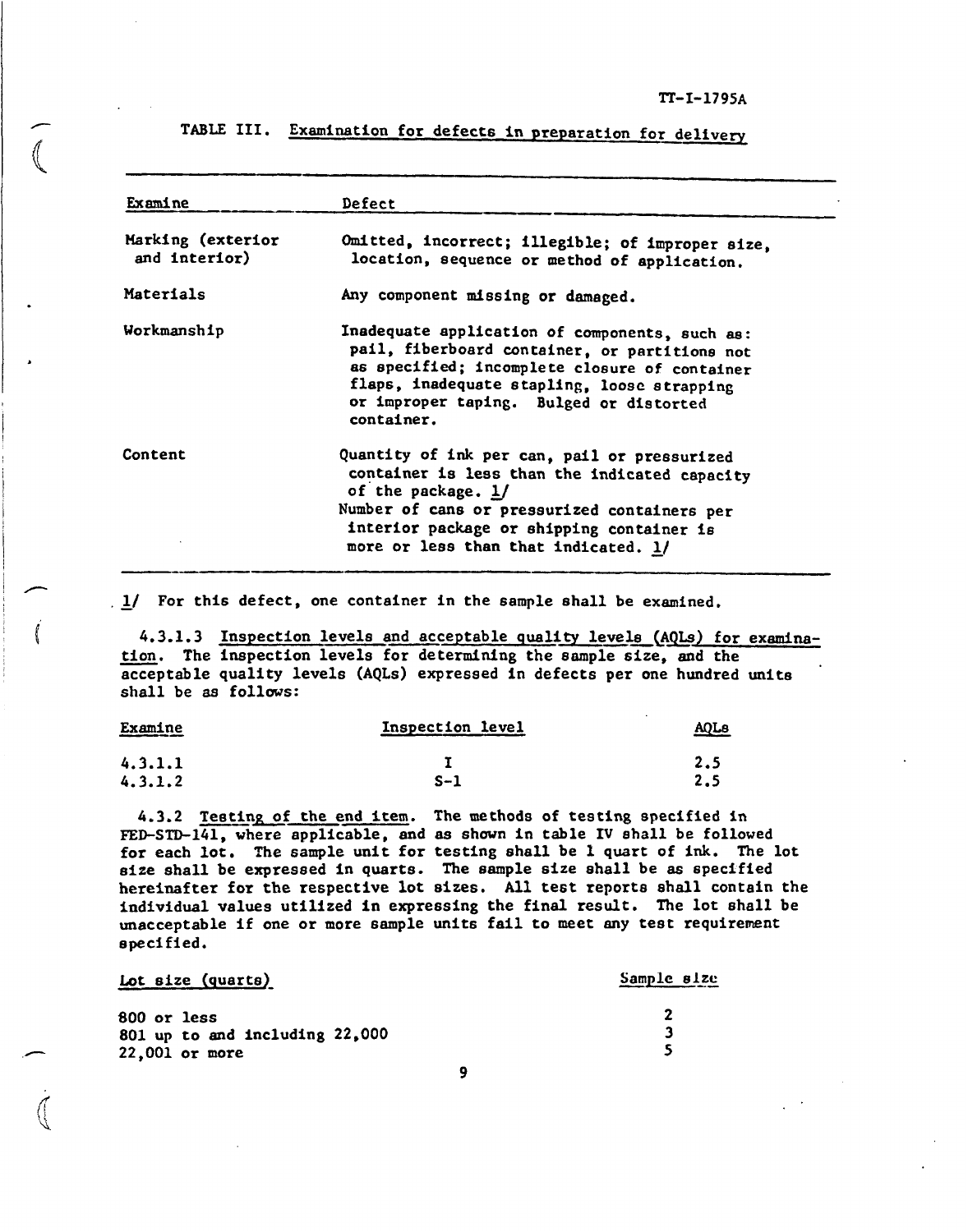TABLE III. Examination for defects in preparation for delivery

| Examine | Defect |
|---|---|
| Marking (exterior and interior) | Omitted, incorrect; illegible; of improper size, location, sequence or method of application. |
| Materials | Any component missing or damaged. |
| Workmanship | Inadequate application of components, such as: pail, fiberboard container, or partitions not as specified; incomplete closure of container flaps, inadequate stapling, loose strapping or improper taping. Bulged or distorted container. |
| Content | Quantity of ink per can, pail or pressurized container is less than the indicated capacity of the package. 1/ Number of cans or pressurized containers per interior package or shipping container is more or less than that indicated. 1/ |

1/ For this defect, one container in the sample shall be examined.

4.3.1.3 Inspection levels and acceptable quality levels (AQLs) for examination. The inspection levels for determining the sample size, and the acceptable quality levels (AQLs) expressed in defects per one hundred units shall be as follows:

| Examine | Inspection level | AQLs |
|---|---|---|
| 4.3.1.1 | I | 2.5 |
| 4.3.1.2 | S-1 | 2.5 |

4.3.2 Testing of the end item. The methods of testing specified in FED-STD-141, where applicable, and as shown in table IV shall be followed for each lot. The sample unit for testing shall be 1 quart of ink. The lot size shall be expressed in quarts. The sample size shall be as specified hereinafter for the respective lot sizes. All test reports shall contain the individual values utilized in expressing the final result. The lot shall be unacceptable if one or more sample units fail to meet any test requirement specified.

| Lot size (quarts) | Sample size |
|---|---|
| 800 or less | 2 |
| 801 up to and including 22,000 | 3 |
| 22,001 or more | 5 |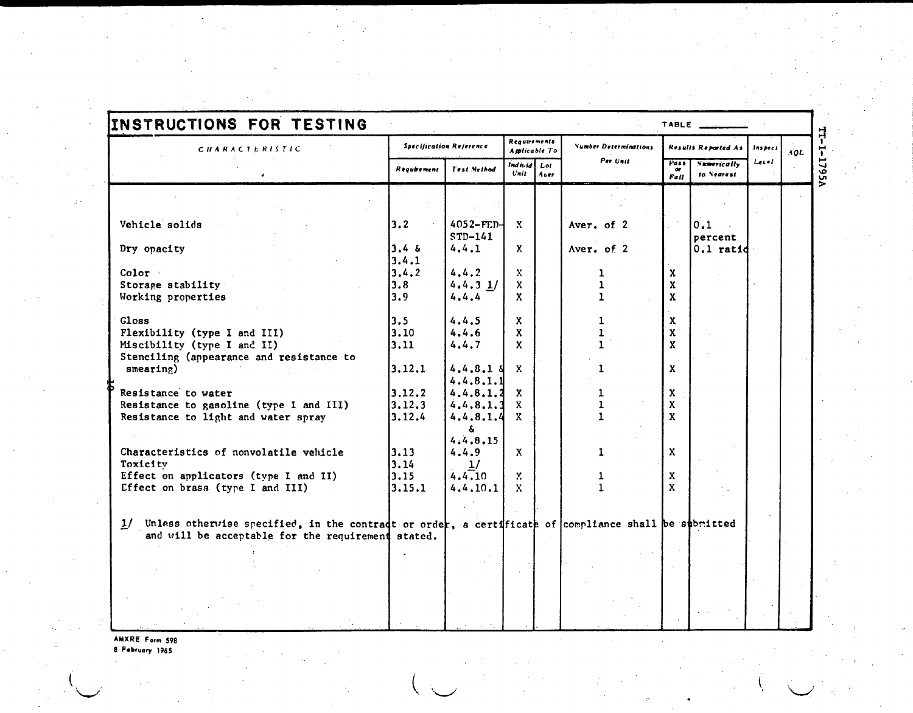# INSTRUCTIONS FOR TESTING

TABLE ______

| CHARACTERISTIC | Specification Reference | | Requirements Applicable To | | Number Determinations Per Unit | Results Reported As | | Inspect Level | AQL |
|---|---|---|---|---|---|---|---|---|---|
| | Requirement | Test Method | Individ Unit | Lot Aver | | Pass or Fail | Numerically to Nearest | | |
| Vehicle solids | 3.2 | 4052-FED-STD-141 | X | | Aver. of 2 | | 0.1 percent | | |
| Dry opacity | 3.4 & 3.4.1 | 4.4.1 | X | | Aver. of 2 | | 0.1 ratio | | |
| Color | 3.4.2 | 4.4.2 | X | | 1 | X | | | |
| Storage stability | 3.8 | 4.4.3 1/ | X | | 1 | X | | | |
| Working properties | 3.9 | 4.4.4 | X | | 1 | X | | | |
| Gloss | 3.5 | 4.4.5 | X | | 1 | X | | | |
| Flexibility (type I and III) | 3.10 | 4.4.6 | X | | 1 | X | | | |
| Miscibility (type I and II) | 3.11 | 4.4.7 | X | | 1 | X | | | |
| Stenciling (appearance and resistance to smearing) | 3.12.1 | 4.4.8.1 & 4.4.8.1.1 | X | | 1 | X | | | |
| Resistance to water | 3.12.2 | 4.4.8.1.2 | X | | 1 | X | | | |
| Resistance to gasoline (type I and III) | 3.12.3 | 4.4.8.1.3 | X | | 1 | X | | | |
| Resistance to light and water spray | 3.12.4 | 4.4.8.1.4 & 4.4.8.15 | X | | 1 | X | | | |
| Characteristics of nonvolatile vehicle | 3.13 | 4.4.9 | X | | 1 | X | | | |
| Toxicity | 3.14 | 1/ | | | | | | | |
| Effect on applicators (type I and II) | 3.15 | 4.4.10 | X | | 1 | X | | | |
| Effect on brass (type I and III) | 3.15.1 | 4.4.10.1 | X | | 1 | X | | | |

1/ Unless otherwise specified, in the contract or order, a certificate of compliance shall be submitted and will be acceptable for the requirement stated.

AMXRE Form 598
8 February 1965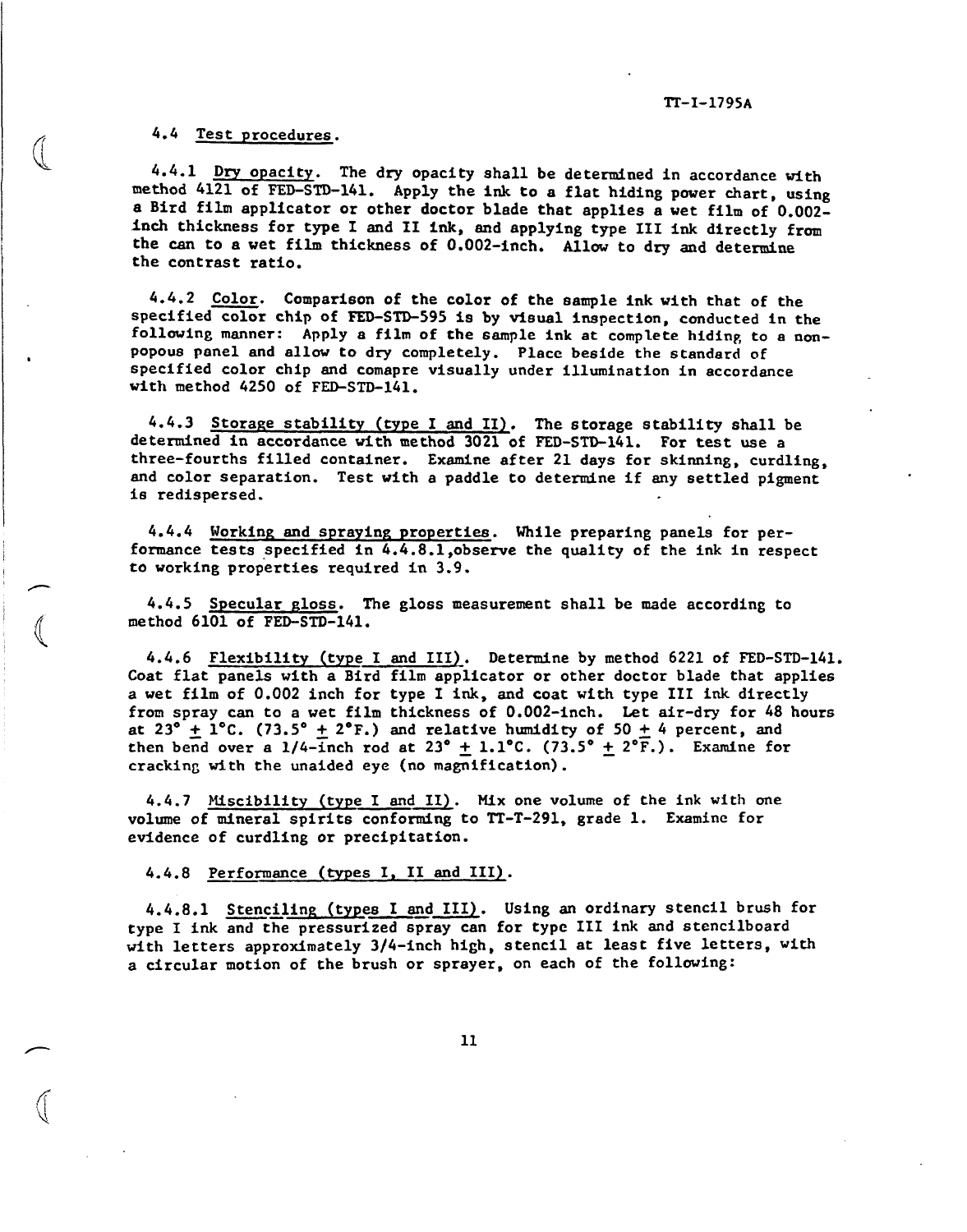### 4.4 Test procedures.

4.4.1 Dry opacity. The dry opacity shall be determined in accordance with method 4121 of FED-STD-141. Apply the ink to a flat hiding power chart, using a Bird film applicator or other doctor blade that applies a wet film of 0.002-inch thickness for type I and II ink, and applying type III ink directly from the can to a wet film thickness of 0.002-inch. Allow to dry and determine the contrast ratio.

4.4.2 Color. Comparison of the color of the sample ink with that of the specified color chip of FED-STD-595 is by visual inspection, conducted in the following manner: Apply a film of the sample ink at complete hiding to a nonpopous panel and allow to dry completely. Place beside the standard of specified color chip and comapre visually under illumination in accordance with method 4250 of FED-STD-141.

4.4.3 Storage stability (type I and II). The storage stability shall be determined in accordance with method 3021 of FED-STD-141. For test use a three-fourths filled container. Examine after 21 days for skinning, curdling, and color separation. Test with a paddle to determine if any settled pigment is redispersed.

4.4.4 Working and spraying properties. While preparing panels for performance tests specified in 4.4.8.1,observe the quality of the ink in respect to working properties required in 3.9.

4.4.5 Specular gloss. The gloss measurement shall be made according to method 6101 of FED-STD-141.

4.4.6 Flexibility (type I and III). Determine by method 6221 of FED-STD-141. Coat flat panels with a Bird film applicator or other doctor blade that applies a wet film of 0.002 inch for type I ink, and coat with type III ink directly from spray can to a wet film thickness of 0.002-inch. Let air-dry for 48 hours at 23° ± 1°C. (73.5° ± 2°F.) and relative humidity of 50 ± 4 percent, and then bend over a 1/4-inch rod at 23° ± 1.1°C. (73.5° ± 2°F.). Examine for cracking with the unaided eye (no magnification).

4.4.7 Miscibility (type I and II). Mix one volume of the ink with one volume of mineral spirits conforming to TT-T-291, grade 1. Examine for evidence of curdling or precipitation.

4.4.8 Performance (types I, II and III).

4.4.8.1 Stenciling (types I and III). Using an ordinary stencil brush for type I ink and the pressurized spray can for type III ink and stencilboard with letters approximately 3/4-inch high, stencil at least five letters, with a circular motion of the brush or sprayer, on each of the following: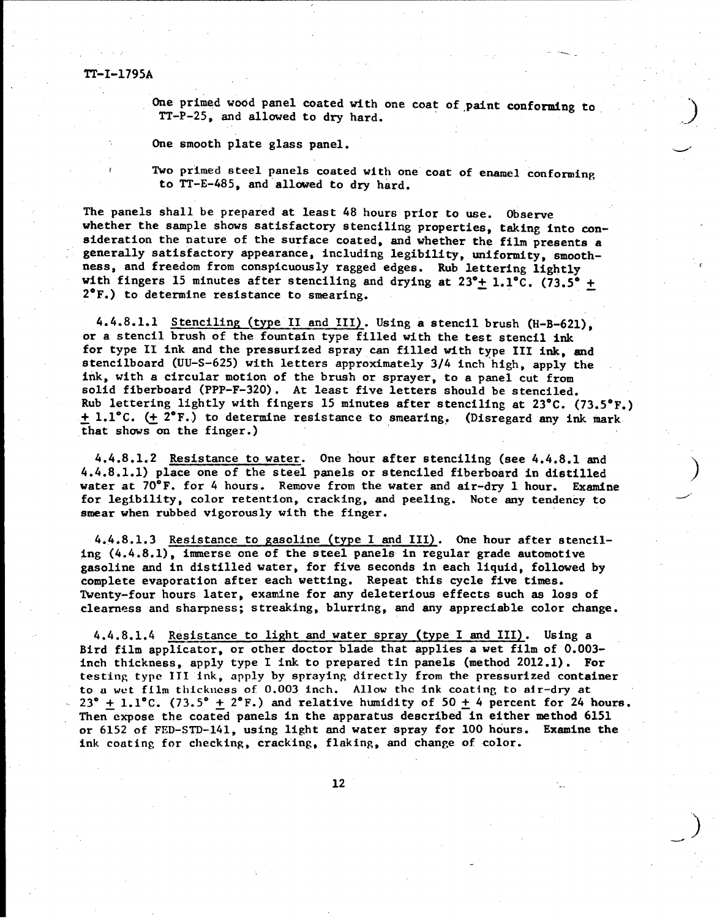One primed wood panel coated with one coat of paint conforming to TT-P-25, and allowed to dry hard.

One smooth plate glass panel.

Two primed steel panels coated with one coat of enamel conforming to TT-E-485, and allowed to dry hard.

The panels shall be prepared at least 48 hours prior to use. Observe whether the sample shows satisfactory stenciling properties, taking into consideration the nature of the surface coated, and whether the film presents a generally satisfactory appearance, including legibility, uniformity, smoothness, and freedom from conspicuously ragged edges. Rub lettering lightly with fingers 15 minutes after stenciling and drying at 23° ± 1.1°C. (73.5° ± 2°F.) to determine resistance to smearing.

4.4.8.1.1 Stenciling (type II and III). Using a stencil brush (H-B-621), or a stencil brush of the fountain type filled with the test stencil ink for type II ink and the pressurized spray can filled with type III ink, and stencilboard (UU-S-625) with letters approximately 3/4 inch high, apply the ink, with a circular motion of the brush or sprayer, to a panel cut from solid fiberboard (PPP-F-320). At least five letters should be stenciled. Rub lettering lightly with fingers 15 minutes after stenciling at 23°C. (73.5°F.) ± 1.1°C. (± 2°F.) to determine resistance to smearing. (Disregard any ink mark that shows on the finger.)

4.4.8.1.2 Resistance to water. One hour after stenciling (see 4.4.8.1 and 4.4.8.1.1) place one of the steel panels or stenciled fiberboard in distilled water at 70°F. for 4 hours. Remove from the water and air-dry 1 hour. Examine for legibility, color retention, cracking, and peeling. Note any tendency to smear when rubbed vigorously with the finger.

4.4.8.1.3 Resistance to gasoline (type I and III). One hour after stenciling (4.4.8.1), immerse one of the steel panels in regular grade automotive gasoline and in distilled water, for five seconds in each liquid, followed by complete evaporation after each wetting. Repeat this cycle five times. Twenty-four hours later, examine for any deleterious effects such as loss of clearness and sharpness; streaking, blurring, and any appreciable color change.

4.4.8.1.4 Resistance to light and water spray (type I and III). Using a Bird film applicator, or other doctor blade that applies a wet film of 0.003-inch thickness, apply type I ink to prepared tin panels (method 2012.1). For testing type III ink, apply by spraying directly from the pressurized container to a wet film thickness of 0.003 inch. Allow the ink coating to air-dry at 23° ± 1.1°C. (73.5° ± 2°F.) and relative humidity of 50 ± 4 percent for 24 hours. Then expose the coated panels in the apparatus described in either method 6151 or 6152 of FED-STD-141, using light and water spray for 100 hours. Examine the ink coating for checking, cracking, flaking, and change of color.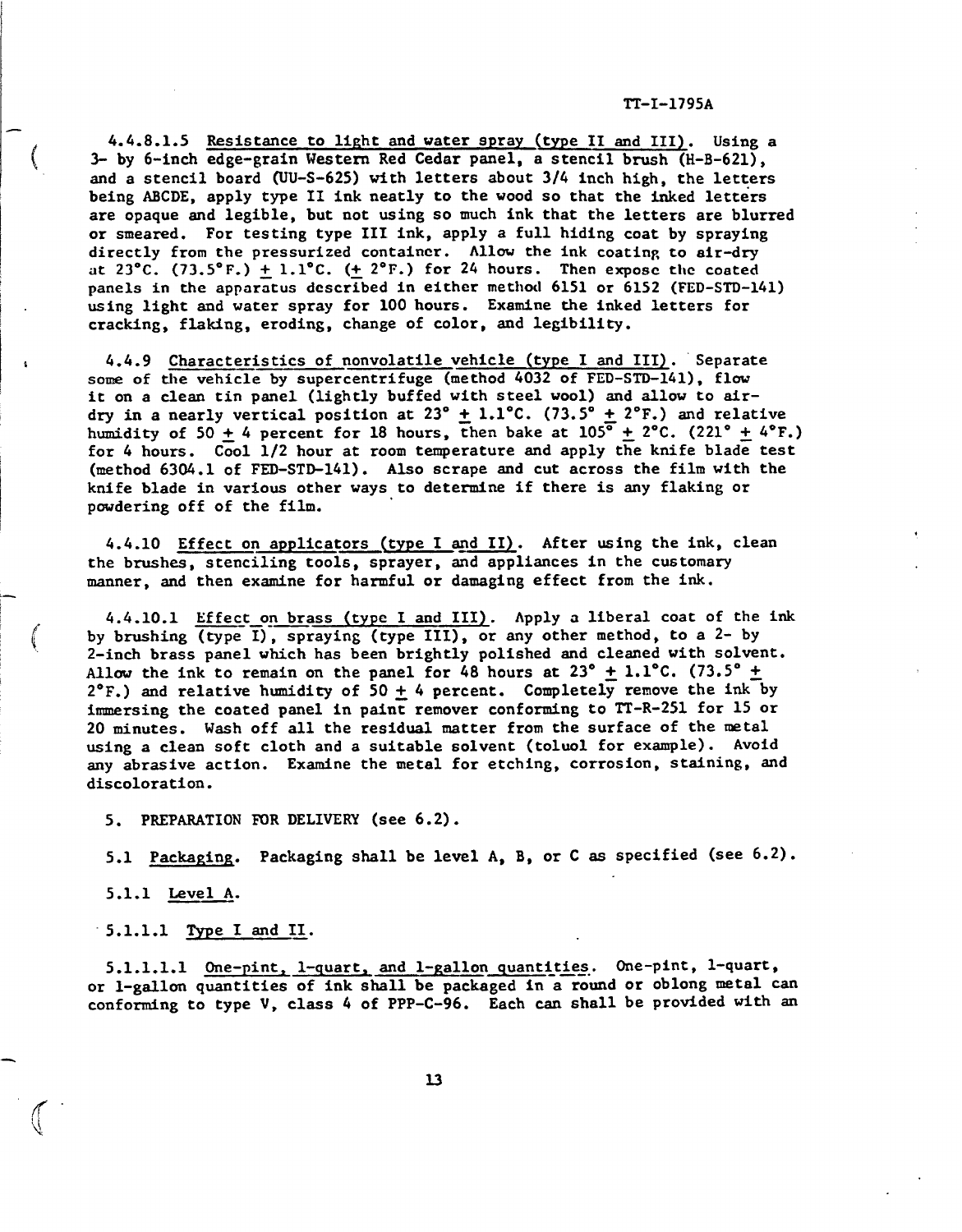4.4.8.1.5 Resistance to light and water spray (type II and III). Using a 3- by 6-inch edge-grain Western Red Cedar panel, a stencil brush (H-B-621), and a stencil board (UU-S-625) with letters about 3/4 inch high, the letters being ABCDE, apply type II ink neatly to the wood so that the inked letters are opaque and legible, but not using so much ink that the letters are blurred or smeared. For testing type III ink, apply a full hiding coat by spraying directly from the pressurized container. Allow the ink coating to air-dry at 23°C. (73.5°F.) ± 1.1°C. (± 2°F.) for 24 hours. Then expose the coated panels in the apparatus described in either method 6151 or 6152 (FED-STD-141) using light and water spray for 100 hours. Examine the inked letters for cracking, flaking, eroding, change of color, and legibility.

4.4.9 Characteristics of nonvolatile vehicle (type I and III). Separate some of the vehicle by supercentrifuge (method 4032 of FED-STD-141), flow it on a clean tin panel (lightly buffed with steel wool) and allow to air-dry in a nearly vertical position at 23° ± 1.1°C. (73.5° ± 2°F.) and relative humidity of 50 ± 4 percent for 18 hours, then bake at 105° ± 2°C. (221° ± 4°F.) for 4 hours. Cool 1/2 hour at room temperature and apply the knife blade test (method 6304.1 of FED-STD-141). Also scrape and cut across the film with the knife blade in various other ways to determine if there is any flaking or powdering off of the film.

4.4.10 Effect on applicators (type I and II). After using the ink, clean the brushes, stenciling tools, sprayer, and appliances in the customary manner, and then examine for harmful or damaging effect from the ink.

4.4.10.1 Effect on brass (type I and III). Apply a liberal coat of the ink by brushing (type I), spraying (type III), or any other method, to a 2- by 2-inch brass panel which has been brightly polished and cleaned with solvent. Allow the ink to remain on the panel for 48 hours at 23° ± 1.1°C. (73.5° ± 2°F.) and relative humidity of 50 ± 4 percent. Completely remove the ink by immersing the coated panel in paint remover conforming to TT-R-251 for 15 or 20 minutes. Wash off all the residual matter from the surface of the metal using a clean soft cloth and a suitable solvent (toluol for example). Avoid any abrasive action. Examine the metal for etching, corrosion, staining, and discoloration.

5. PREPARATION FOR DELIVERY (see 6.2).

5.1 Packaging. Packaging shall be level A, B, or C as specified (see 6.2).

5.1.1 Level A.

5.1.1.1 Type I and II.

5.1.1.1.1 One-pint, 1-quart, and 1-gallon quantities. One-pint, 1-quart, or 1-gallon quantities of ink shall be packaged in a round or oblong metal can conforming to type V, class 4 of PPP-C-96. Each can shall be provided with an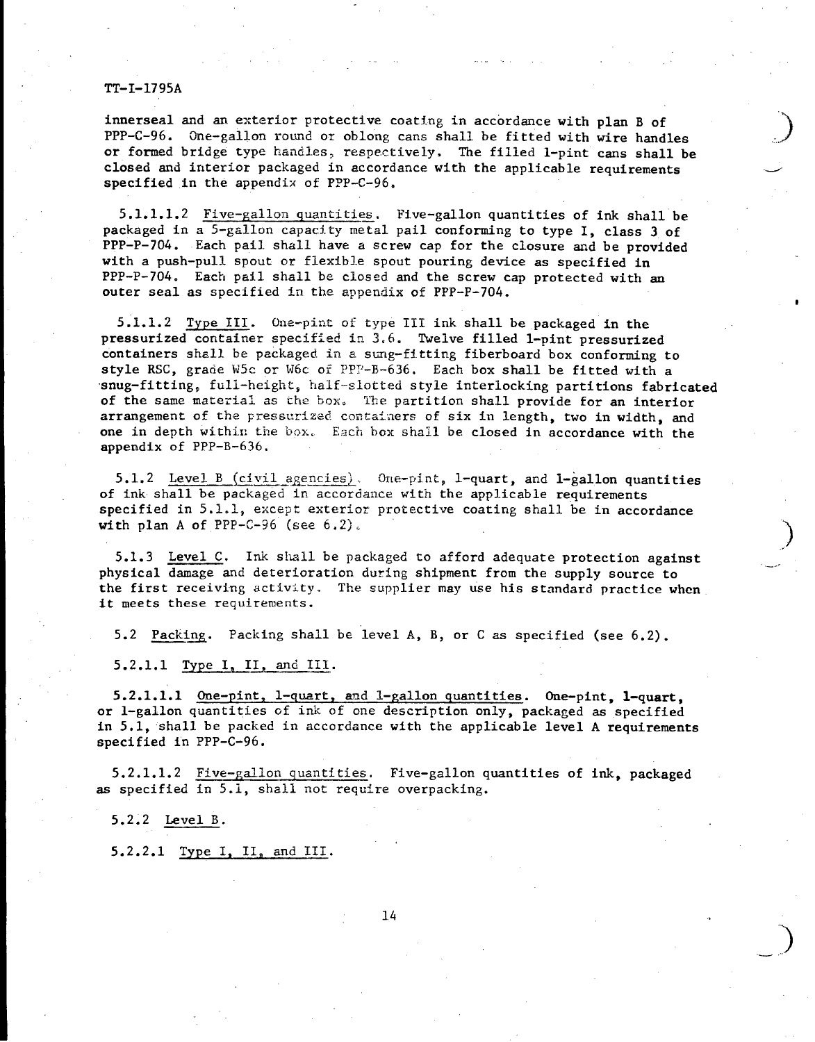innerseal and an exterior protective coating in accordance with plan B of PPP-C-96. One-gallon round or oblong cans shall be fitted with wire handles or formed bridge type handles, respectively. The filled 1-pint cans shall be closed and interior packaged in accordance with the applicable requirements specified in the appendix of PPP-C-96.

5.1.1.1.2 Five-gallon quantities. Five-gallon quantities of ink shall be packaged in a 5-gallon capacity metal pail conforming to type I, class 3 of PPP-P-704. Each pail shall have a screw cap for the closure and be provided with a push-pull spout or flexible spout pouring device as specified in PPP-P-704. Each pail shall be closed and the screw cap protected with an outer seal as specified in the appendix of PPP-P-704.

5.1.1.2 Type III. One-pint of type III ink shall be packaged in the pressurized container specified in 3.6. Twelve filled 1-pint pressurized containers shall be packaged in a snug-fitting fiberboard box conforming to style RSC, grade W5c or W6c of PPP-B-636. Each box shall be fitted with a snug-fitting, full-height, half-slotted style interlocking partitions fabricated of the same material as the box. The partition shall provide for an interior arrangement of the pressurized containers of six in length, two in width, and one in depth within the box. Each box shall be closed in accordance with the appendix of PPP-B-636.

5.1.2 Level B (civil agencies). One-pint, 1-quart, and 1-gallon quantities of ink shall be packaged in accordance with the applicable requirements specified in 5.1.1, except exterior protective coating shall be in accordance with plan A of PPP-C-96 (see 6.2).

5.1.3 Level C. Ink shall be packaged to afford adequate protection against physical damage and deterioration during shipment from the supply source to the first receiving activity. The supplier may use his standard practice when it meets these requirements.

5.2 Packing. Packing shall be level A, B, or C as specified (see 6.2).

5.2.1.1 Type I, II, and III.

5.2.1.1.1 One-pint, 1-quart, and 1-gallon quantities. One-pint, 1-quart, or 1-gallon quantities of ink of one description only, packaged as specified in 5.1, shall be packed in accordance with the applicable level A requirements specified in PPP-C-96.

5.2.1.1.2 Five-gallon quantities. Five-gallon quantities of ink, packaged as specified in 5.1, shall not require overpacking.

5.2.2 Level B.

5.2.2.1 Type I, II, and III.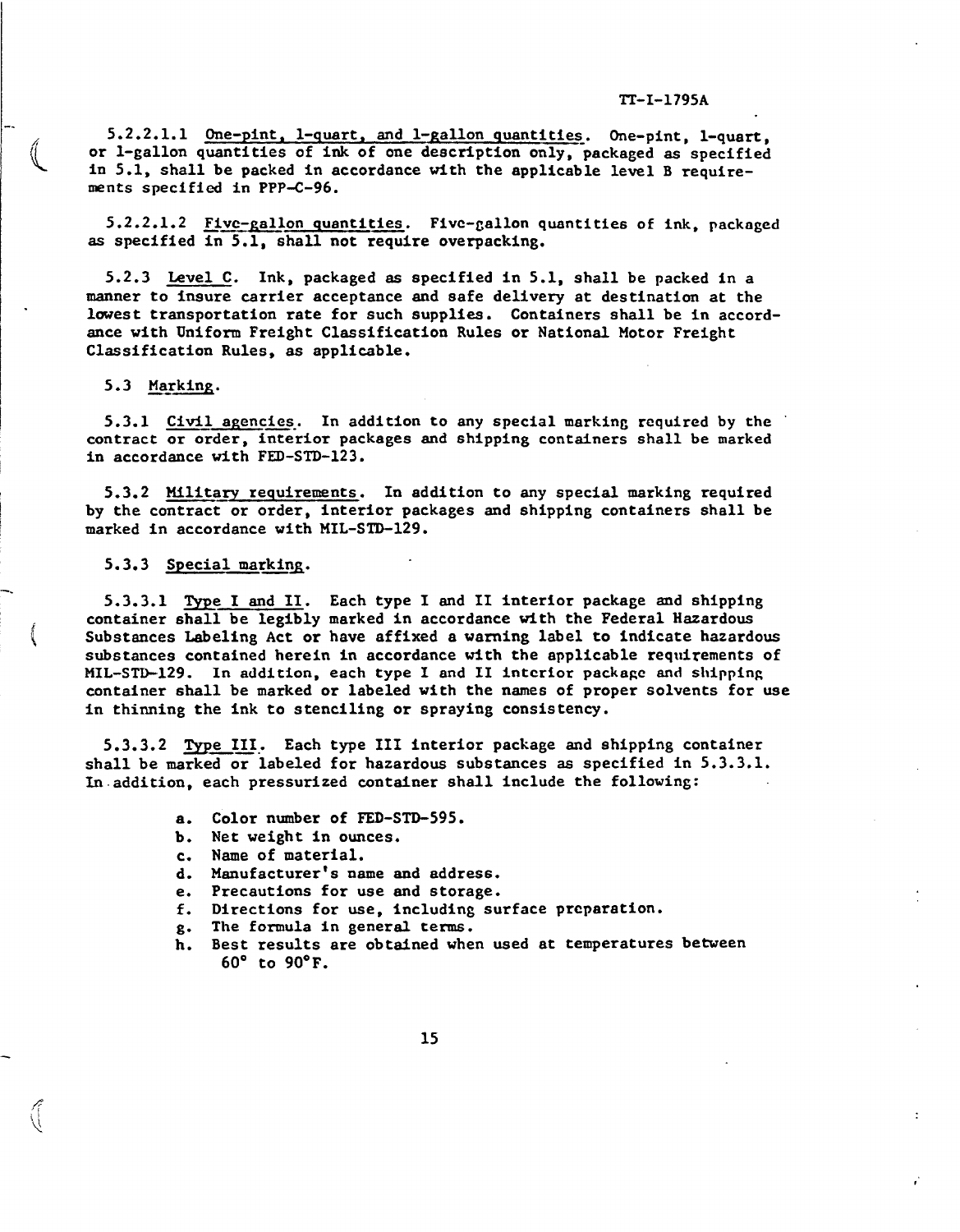5.2.2.1.1 One-pint, 1-quart, and 1-gallon quantities. One-pint, 1-quart, or 1-gallon quantities of ink of one description only, packaged as specified in 5.1, shall be packed in accordance with the applicable level B requirements specified in PPP-C-96.

5.2.2.1.2 Five-gallon quantities. Five-gallon quantities of ink, packaged as specified in 5.1, shall not require overpacking.

5.2.3 Level C. Ink, packaged as specified in 5.1, shall be packed in a manner to insure carrier acceptance and safe delivery at destination at the lowest transportation rate for such supplies. Containers shall be in accordance with Uniform Freight Classification Rules or National Motor Freight Classification Rules, as applicable.

5.3 Marking.

5.3.1 Civil agencies. In addition to any special marking required by the contract or order, interior packages and shipping containers shall be marked in accordance with FED-STD-123.

5.3.2 Military requirements. In addition to any special marking required by the contract or order, interior packages and shipping containers shall be marked in accordance with MIL-STD-129.

5.3.3 Special marking.

5.3.3.1 Type I and II. Each type I and II interior package and shipping container shall be legibly marked in accordance with the Federal Hazardous Substances Labeling Act or have affixed a warning label to indicate hazardous substances contained herein in accordance with the applicable requirements of MIL-STD-129. In addition, each type I and II interior package and shipping container shall be marked or labeled with the names of proper solvents for use in thinning the ink to stenciling or spraying consistency.

5.3.3.2 Type III. Each type III interior package and shipping container shall be marked or labeled for hazardous substances as specified in 5.3.3.1. In addition, each pressurized container shall include the following:

a. Color number of FED-STD-595.
b. Net weight in ounces.
c. Name of material.
d. Manufacturer's name and address.
e. Precautions for use and storage.
f. Directions for use, including surface preparation.
g. The formula in general terms.
h. Best results are obtained when used at temperatures between 60° to 90°F.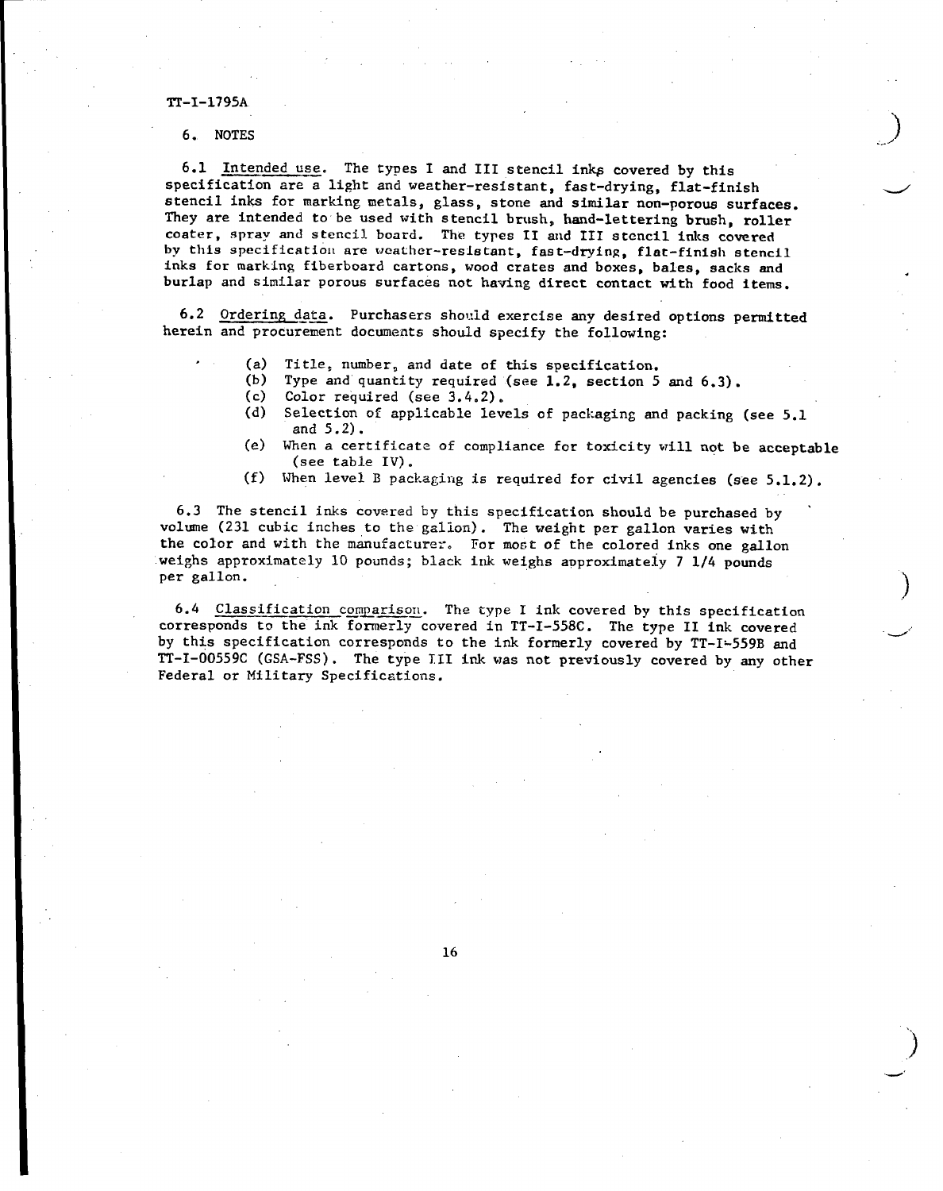## 6. NOTES

6.1 Intended use. The types I and III stencil inks covered by this specification are a light and weather-resistant, fast-drying, flat-finish stencil inks for marking metals, glass, stone and similar non-porous surfaces. They are intended to be used with stencil brush, hand-lettering brush, roller coater, spray and stencil board. The types II and III stencil inks covered by this specification are weather-resistant, fast-drying, flat-finish stencil inks for marking fiberboard cartons, wood crates and boxes, bales, sacks and burlap and similar porous surfaces not having direct contact with food items.

6.2 Ordering data. Purchasers should exercise any desired options permitted herein and procurement documents should specify the following:

- (a) Title, number, and date of this specification.
- (b) Type and quantity required (see 1.2, section 5 and 6.3).
- (c) Color required (see 3.4.2).
- (d) Selection of applicable levels of packaging and packing (see 5.1 and 5.2).
- (e) When a certificate of compliance for toxicity will not be acceptable (see table IV).
- (f) When level B packaging is required for civil agencies (see 5.1.2).

6.3 The stencil inks covered by this specification should be purchased by volume (231 cubic inches to the gallon). The weight per gallon varies with the color and with the manufacturer. For most of the colored inks one gallon weighs approximately 10 pounds; black ink weighs approximately 7 1/4 pounds per gallon.

6.4 Classification comparison. The type I ink covered by this specification corresponds to the ink formerly covered in TT-I-558C. The type II ink covered by this specification corresponds to the ink formerly covered by TT-I-559B and TT-I-00559C (GSA-FSS). The type III ink was not previously covered by any other Federal or Military Specifications.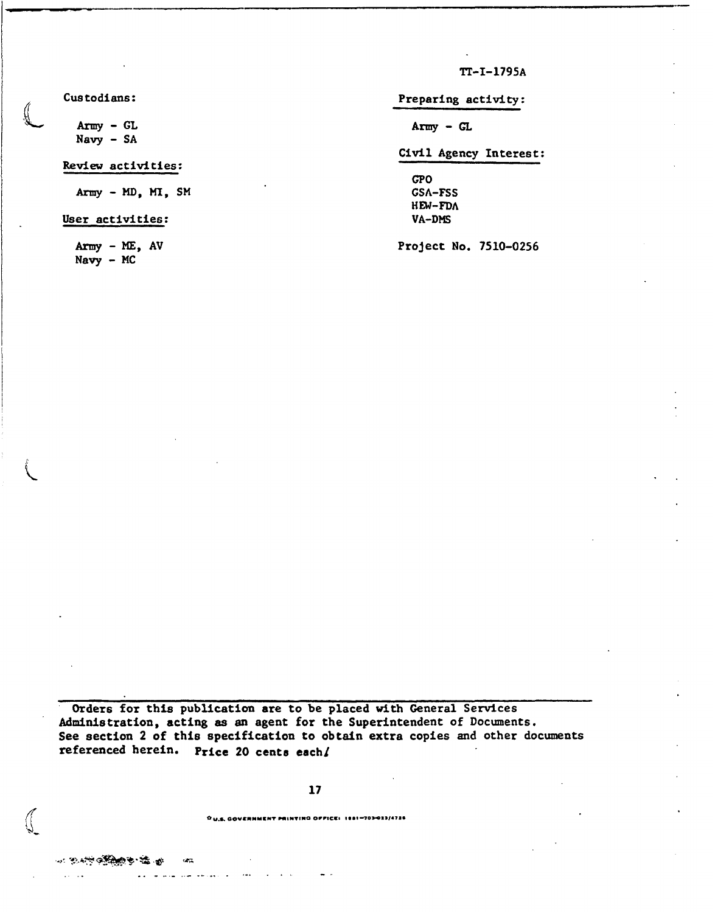Custodians:

Army - GL
Navy - SA

Review activities:

Army - MD, MI, SM

User activities:

Army - ME, AV
Navy - MC

Preparing activity:

Army - GL

Civil Agency Interest:

GPO
GSA-FSS
HEW-FDA
VA-DMS

Project No. 7510-0256

---

Orders for this publication are to be placed with General Services Administration, acting as an agent for the Superintendent of Documents. See section 2 of this specification to obtain extra copies and other documents referenced herein. Price 20 cents each/

U.S. GOVERNMENT PRINTING OFFICE: 1981-703-023/4736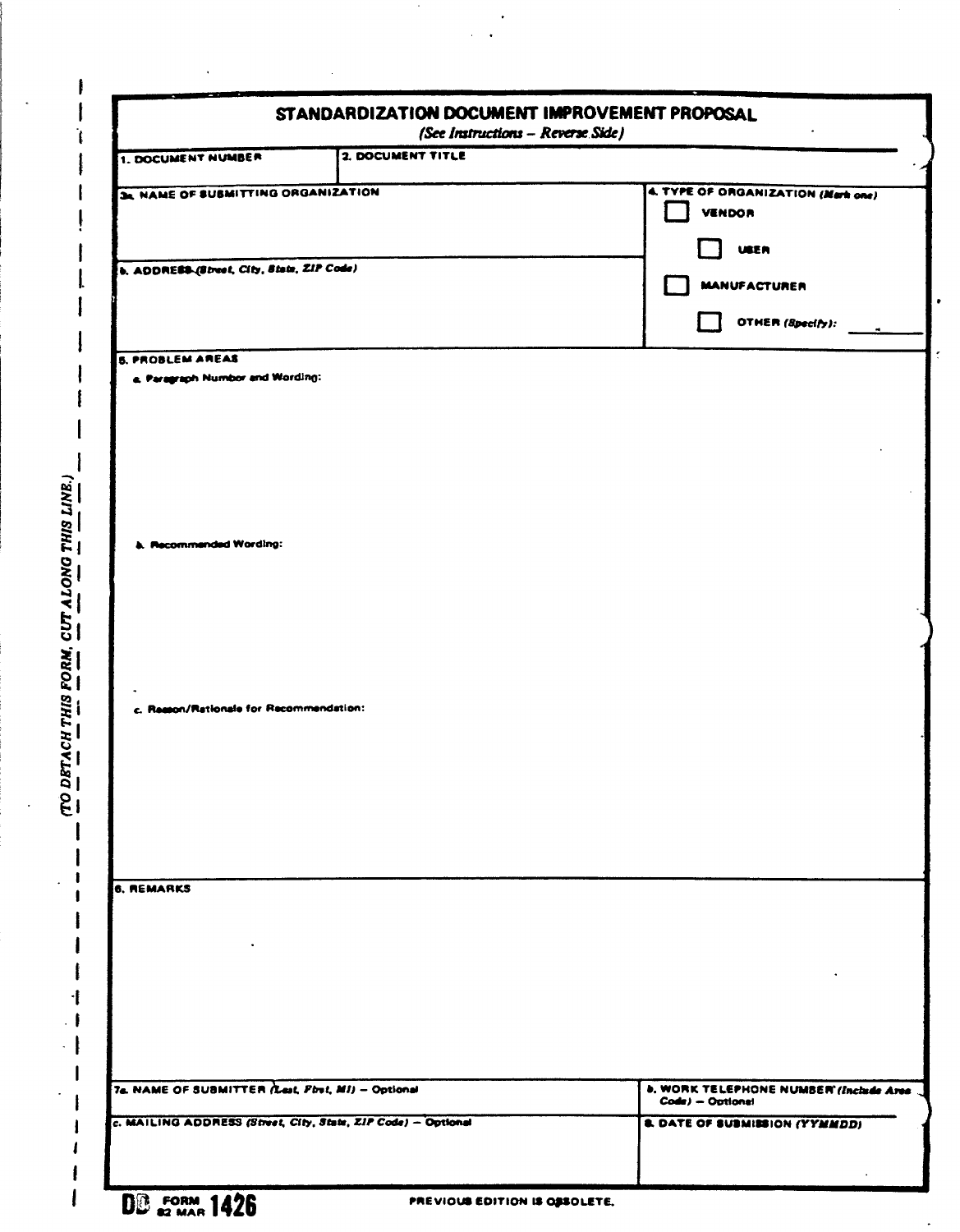# STANDARDIZATION DOCUMENT IMPROVEMENT PROPOSAL

*(See Instructions – Reverse Side)*

| 1. DOCUMENT NUMBER | 2. DOCUMENT TITLE |
| --- | --- |
| | |

| 3a. NAME OF SUBMITTING ORGANIZATION | 4. TYPE OF ORGANIZATION *(Mark one)* |
| --- | --- |
| | ☐ VENDOR |
| | ☐ USER |
| b. ADDRESS *(Street, City, State, ZIP Code)* | ☐ MANUFACTURER |
| | ☐ OTHER *(Specify)*: ______ |

**5. PROBLEM AREAS**

a. Paragraph Number and Wording:

b. Recommended Wording:

c. Reason/Rationale for Recommendation:

**6. REMARKS**

| 7a. NAME OF SUBMITTER *(Last, First, MI)* – Optional | b. WORK TELEPHONE NUMBER *(Include Area Code)* – Optional |
| --- | --- |
| c. MAILING ADDRESS *(Street, City, State, ZIP Code)* – Optional | 8. DATE OF SUBMISSION *(YYMMDD)* |

*(TO DETACH THIS FORM, CUT ALONG THIS LINE.)*

DD FORM 1426, 82 MAR — PREVIOUS EDITION IS OBSOLETE.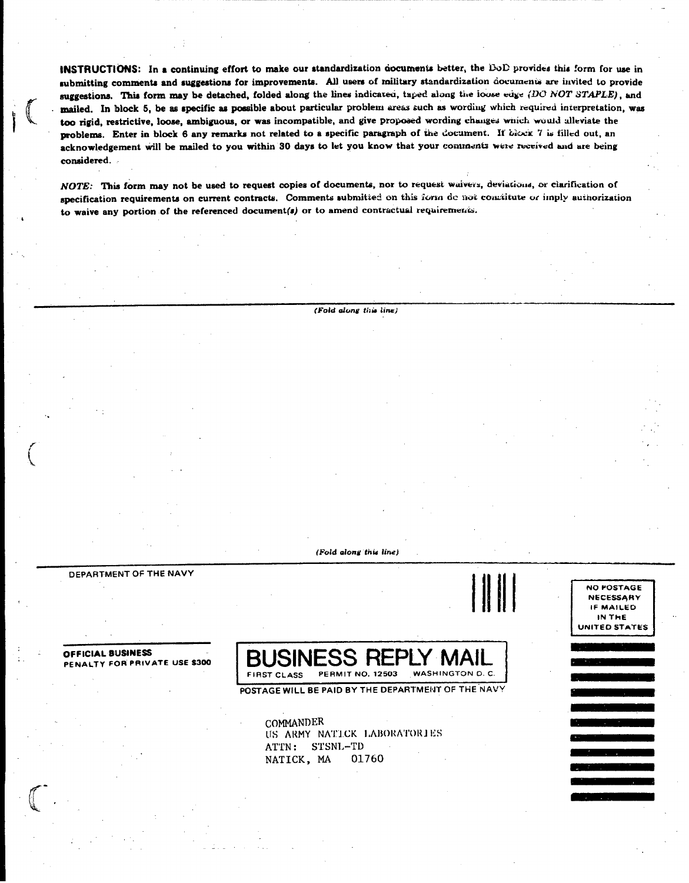**INSTRUCTIONS:** In a continuing effort to make our standardization documents better, the DoD provides this form for use in submitting comments and suggestions for improvements. All users of military standardization documents are invited to provide suggestions. This form may be detached, folded along the lines indicated, taped along the loose edge *(DO NOT STAPLE)*, and mailed. In block 5, be as specific as possible about particular problem areas such as wording which required interpretation, was too rigid, restrictive, loose, ambiguous, or was incompatible, and give proposed wording changes which would alleviate the problems. Enter in block 6 any remarks not related to a specific paragraph of the document. If block 7 is filled out, an acknowledgement will be mailed to you within 30 days to let you know that your comments were received and are being considered.

*NOTE:* This form may not be used to request copies of documents, nor to request waivers, deviations, or clarification of specification requirements on current contracts. Comments submitted on this form do not constitute or imply authorization to waive any portion of the referenced document(s) or to amend contractual requirements.

*(Fold along this line)*

*(Fold along this line)*

DEPARTMENT OF THE NAVY

OFFICIAL BUSINESS
PENALTY FOR PRIVATE USE $300

NO POSTAGE NECESSARY IF MAILED IN THE UNITED STATES

**BUSINESS REPLY MAIL**

FIRST CLASS PERMIT NO. 12503 WASHINGTON D. C.

POSTAGE WILL BE PAID BY THE DEPARTMENT OF THE NAVY

COMMANDER
US ARMY NATICK LABORATORIES
ATTN: STSNL-TD
NATICK, MA 01760